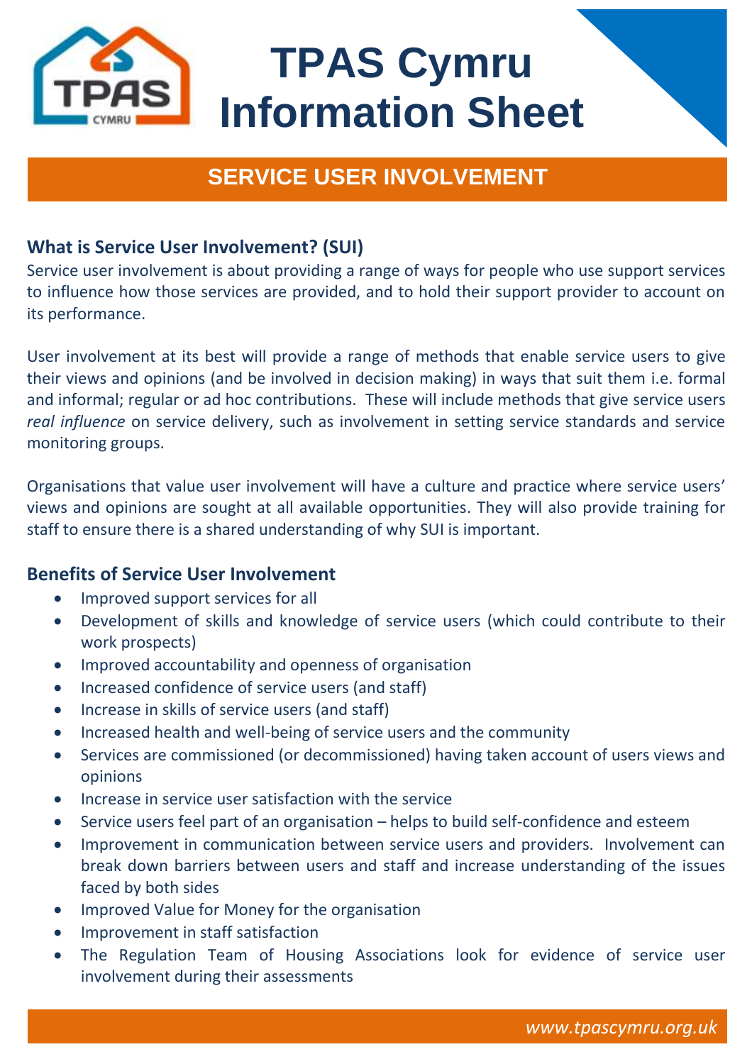# TPAS Cymru Information Sheet

## SERVICE USER INVOLVEMENT

### What is Service User Involvement? (SUI)

Service user involvement is about providing a range of ways for people who use support services to influence how those services are provided, and to hold their support provider to account on its performance.

User involvement at its best will provide a range of methods that enable service users to give their views and opinions (and be involved in decision making) in ways that suit them i.e. formal and informal; regular or ad hoc contributions. These will include methods that give service users *real influence* on service delivery, such as involvement in setting service standards and service monitoring groups.

Organisations that value user involvement will have a culture and practice where service users' views and opinions are sought at all available opportunities. They will also provide training for staff to ensure there is a shared understanding of why SUI is important.

### Benefits of Service User Involvement

- Improved support services for all
- Development of skills and knowledge of service users (which could contribute to their work prospects)
- Improved accountability and openness of organisation
- Increased confidence of service users (and staff)
- Increase in skills of service users (and staff)
- Increased health and well-being of service users and the community
- Services are commissioned (or decommissioned) having taken account of users views and opinions
- Increase in service user satisfaction with the service
- Service users feel part of an organisation – helps to build self-confidence and esteem
- Improvement in communication between service users and providers. Involvement can break down barriers between users and staff and increase understanding of the issues faced by both sides
- Improved Value for Money for the organisation
- Improvement in staff satisfaction
- The Regulation Team of Housing Associations look for evidence of service user involvement during their assessments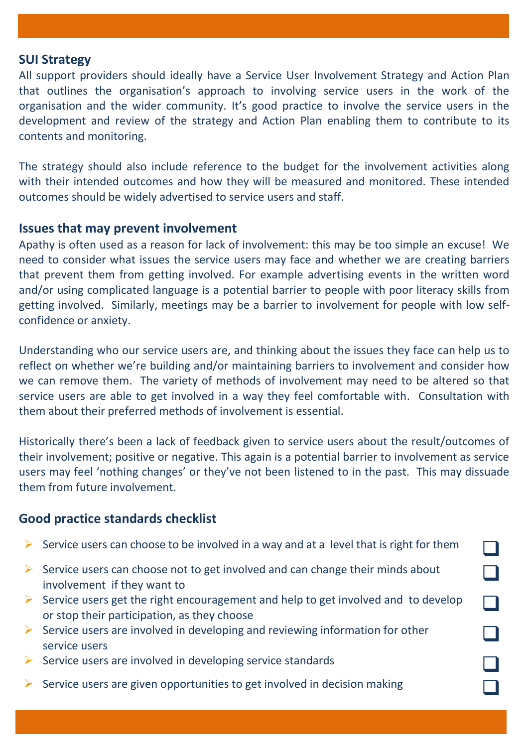## SUI Strategy

All support providers should ideally have a Service User Involvement Strategy and Action Plan that outlines the organisation's approach to involving service users in the work of the organisation and the wider community. It's good practice to involve the service users in the development and review of the strategy and Action Plan enabling them to contribute to its contents and monitoring.

The strategy should also include reference to the budget for the involvement activities along with their intended outcomes and how they will be measured and monitored. These intended outcomes should be widely advertised to service users and staff.

## Issues that may prevent involvement

Apathy is often used as a reason for lack of involvement: this may be too simple an excuse! We need to consider what issues the service users may face and whether we are creating barriers that prevent them from getting involved. For example advertising events in the written word and/or using complicated language is a potential barrier to people with poor literacy skills from getting involved. Similarly, meetings may be a barrier to involvement for people with low self-confidence or anxiety.

Understanding who our service users are, and thinking about the issues they face can help us to reflect on whether we're building and/or maintaining barriers to involvement and consider how we can remove them. The variety of methods of involvement may need to be altered so that service users are able to get involved in a way they feel comfortable with. Consultation with them about their preferred methods of involvement is essential.

Historically there's been a lack of feedback given to service users about the result/outcomes of their involvement; positive or negative. This again is a potential barrier to involvement as service users may feel 'nothing changes' or they've not been listened to in the past. This may dissuade them from future involvement.

## Good practice standards checklist

- Service users can choose to be involved in a way and at a level that is right for them ☐
- Service users can choose not to get involved and can change their minds about involvement if they want to ☐
- Service users get the right encouragement and help to get involved and to develop or stop their participation, as they choose ☐
- Service users are involved in developing and reviewing information for other service users ☐
- Service users are involved in developing service standards ☐
- Service users are given opportunities to get involved in decision making ☐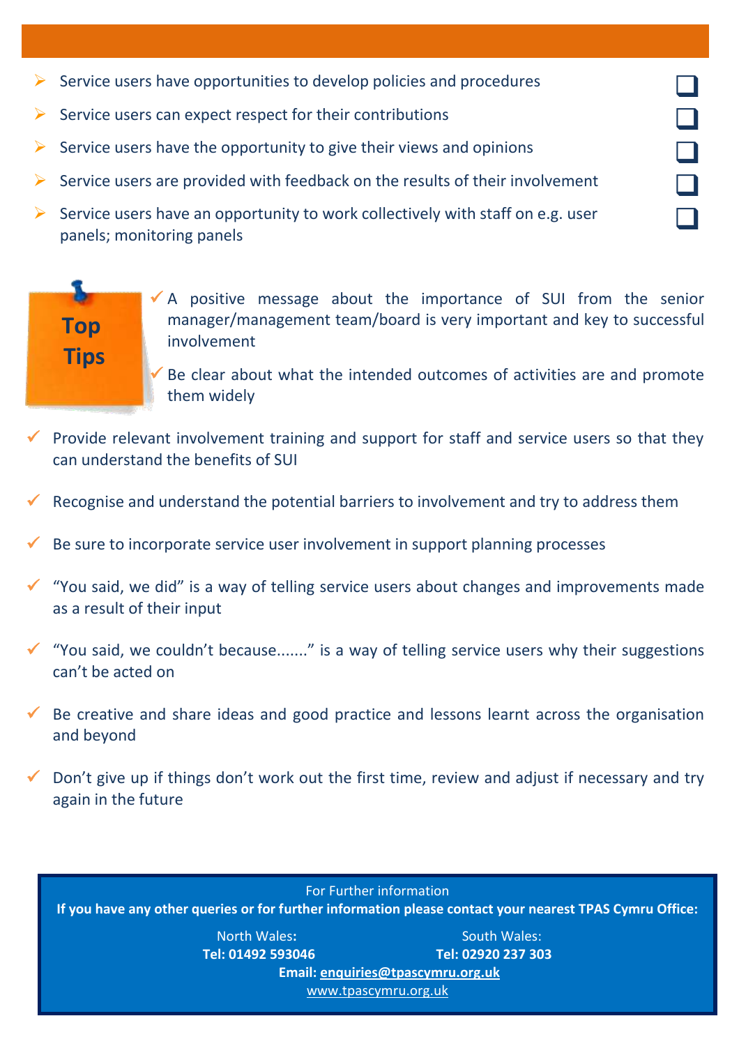- Service users have opportunities to develop policies and procedures ☐
- Service users can expect respect for their contributions ☐
- Service users have the opportunity to give their views and opinions ☐
- Service users are provided with feedback on the results of their involvement ☐
- Service users have an opportunity to work collectively with staff on e.g. user panels; monitoring panels ☐

## Top Tips

- ✓ A positive message about the importance of SUI from the senior manager/management team/board is very important and key to successful involvement
- ✓ Be clear about what the intended outcomes of activities are and promote them widely
- ✓ Provide relevant involvement training and support for staff and service users so that they can understand the benefits of SUI
- ✓ Recognise and understand the potential barriers to involvement and try to address them
- ✓ Be sure to incorporate service user involvement in support planning processes
- ✓ "You said, we did" is a way of telling service users about changes and improvements made as a result of their input
- ✓ "You said, we couldn't because......." is a way of telling service users why their suggestions can't be acted on
- ✓ Be creative and share ideas and good practice and lessons learnt across the organisation and beyond
- ✓ Don't give up if things don't work out the first time, review and adjust if necessary and try again in the future

For Further information

**If you have any other queries or for further information please contact your nearest TPAS Cymru Office:**

North Wales:
**Tel: 01492 593046**

South Wales:
**Tel: 02920 237 303**

**Email: enquiries@tpascymru.org.uk**

www.tpascymru.org.uk